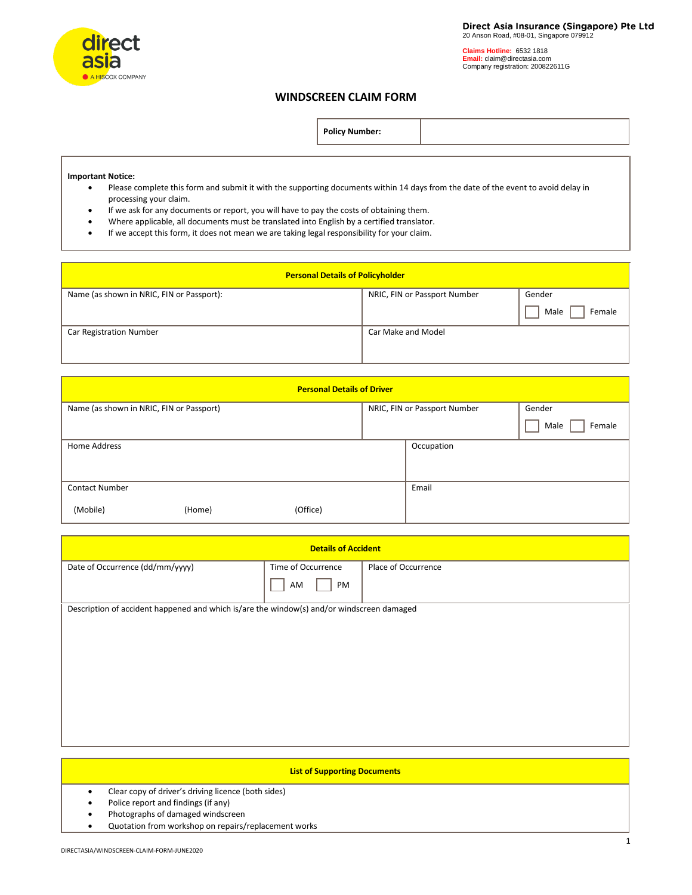**Direct Asia Insurance (Singapore) Pte Ltd**
20 Anson Road, #08-01, Singapore 079912

**Claims Hotline:** 6532 1818
**Email:** claim@directasia.com
Company registration: 200822611G

# WINDSCREEN CLAIM FORM

| **Policy Number:** | |
|---|---|

**Important Notice:**

- Please complete this form and submit it with the supporting documents within 14 days from the date of the event to avoid delay in processing your claim.
- If we ask for any documents or report, you will have to pay the costs of obtaining them.
- Where applicable, all documents must be translated into English by a certified translator.
- If we accept this form, it does not mean we are taking legal responsibility for your claim.

| **Personal Details of Policyholder** | | |
|---|---|---|
| Name (as shown in NRIC, FIN or Passport): | NRIC, FIN or Passport Number | Gender ☐ Male ☐ Female |
| Car Registration Number | Car Make and Model | |

| **Personal Details of Driver** | | |
|---|---|---|
| Name (as shown in NRIC, FIN or Passport) | NRIC, FIN or Passport Number | Gender ☐ Male ☐ Female |
| Home Address | Occupation | |
| Contact Number (Mobile) (Home) (Office) | Email | |

| **Details of Accident** | | |
|---|---|---|
| Date of Occurrence (dd/mm/yyyy) | Time of Occurrence ☐ AM ☐ PM | Place of Occurrence |
| Description of accident happened and which is/are the window(s) and/or windscreen damaged | | |

| **List of Supporting Documents** |
|---|

- Clear copy of driver's driving licence (both sides)
- Police report and findings (if any)
- Photographs of damaged windscreen
- Quotation from workshop on repairs/replacement works

DIRECTASIA/WINDSCREEN-CLAIM-FORM-JUNE2020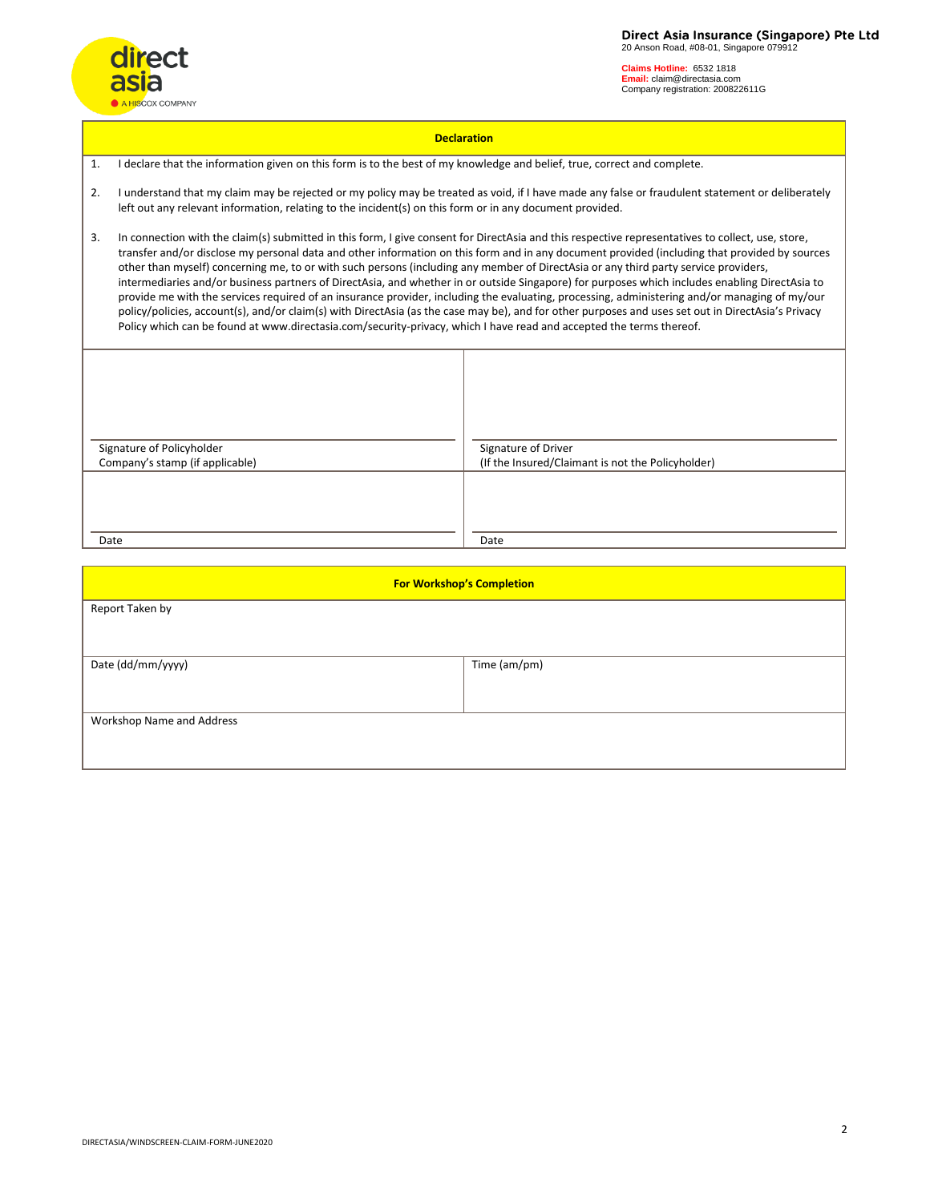Direct Asia Insurance (Singapore) Pte Ltd
20 Anson Road, #08-01, Singapore 079912

**Claims Hotline:** 6532 1818
**Email:** claim@directasia.com
Company registration: 200822611G

## Declaration

1. I declare that the information given on this form is to the best of my knowledge and belief, true, correct and complete.
2. I understand that my claim may be rejected or my policy may be treated as void, if I have made any false or fraudulent statement or deliberately left out any relevant information, relating to the incident(s) on this form or in any document provided.
3. In connection with the claim(s) submitted in this form, I give consent for DirectAsia and this respective representatives to collect, use, store, transfer and/or disclose my personal data and other information on this form and in any document provided (including that provided by sources other than myself) concerning me, to or with such persons (including any member of DirectAsia or any third party service providers, intermediaries and/or business partners of DirectAsia, and whether in or outside Singapore) for purposes which includes enabling DirectAsia to provide me with the services required of an insurance provider, including the evaluating, processing, administering and/or managing of my/our policy/policies, account(s), and/or claim(s) with DirectAsia (as the case may be), and for other purposes and uses set out in DirectAsia's Privacy Policy which can be found at www.directasia.com/security-privacy, which I have read and accepted the terms thereof.

| | |
|---|---|
| Signature of Policyholder<br>Company's stamp (if applicable) | Signature of Driver<br>(If the Insured/Claimant is not the Policyholder) |
| Date | Date |

## For Workshop's Completion

| | |
|---|---|
| Report Taken by | |
| Date (dd/mm/yyyy) | Time (am/pm) |
| Workshop Name and Address | |

DIRECTASIA/WINDSCREEN-CLAIM-FORM-JUNE2020